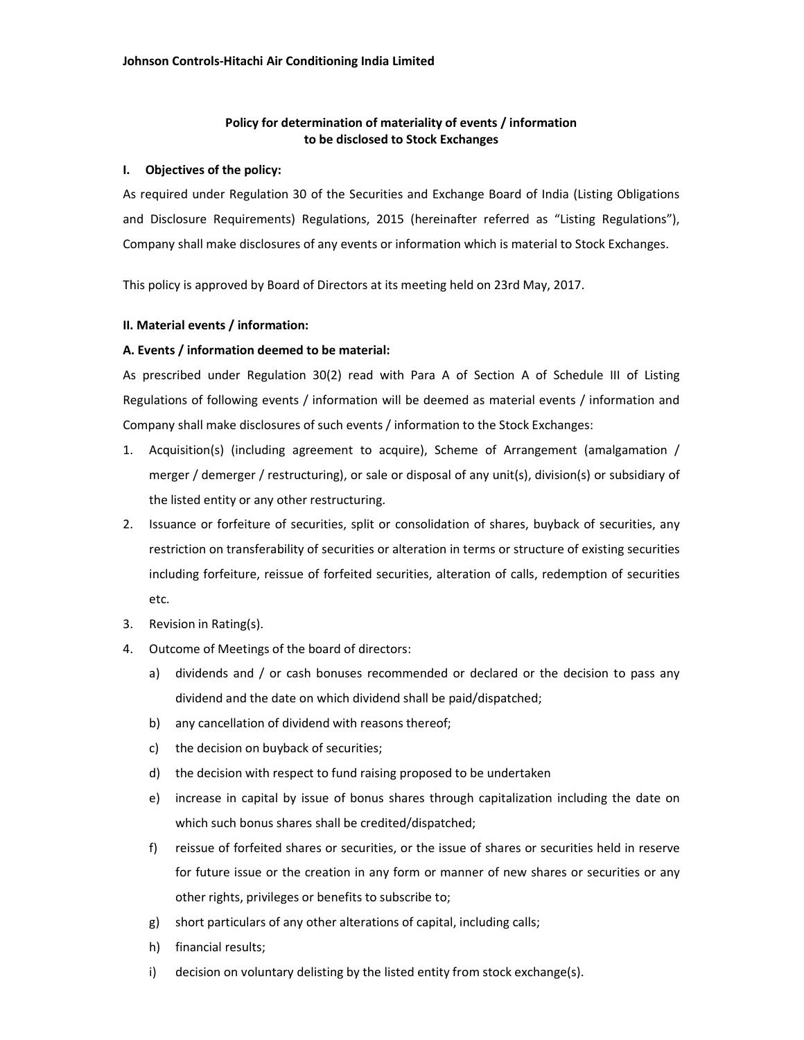**Johnson Controls-Hitachi Air Conditioning India Limited**

## Policy for determination of materiality of events / information to be disclosed to Stock Exchanges

### I. Objectives of the policy:

As required under Regulation 30 of the Securities and Exchange Board of India (Listing Obligations and Disclosure Requirements) Regulations, 2015 (hereinafter referred as "Listing Regulations"), Company shall make disclosures of any events or information which is material to Stock Exchanges.

This policy is approved by Board of Directors at its meeting held on 23rd May, 2017.

### II. Material events / information:

#### A. Events / information deemed to be material:

As prescribed under Regulation 30(2) read with Para A of Section A of Schedule III of Listing Regulations of following events / information will be deemed as material events / information and Company shall make disclosures of such events / information to the Stock Exchanges:

1. Acquisition(s) (including agreement to acquire), Scheme of Arrangement (amalgamation / merger / demerger / restructuring), or sale or disposal of any unit(s), division(s) or subsidiary of the listed entity or any other restructuring.
2. Issuance or forfeiture of securities, split or consolidation of shares, buyback of securities, any restriction on transferability of securities or alteration in terms or structure of existing securities including forfeiture, reissue of forfeited securities, alteration of calls, redemption of securities etc.
3. Revision in Rating(s).
4. Outcome of Meetings of the board of directors:
   a) dividends and / or cash bonuses recommended or declared or the decision to pass any dividend and the date on which dividend shall be paid/dispatched;
   b) any cancellation of dividend with reasons thereof;
   c) the decision on buyback of securities;
   d) the decision with respect to fund raising proposed to be undertaken
   e) increase in capital by issue of bonus shares through capitalization including the date on which such bonus shares shall be credited/dispatched;
   f) reissue of forfeited shares or securities, or the issue of shares or securities held in reserve for future issue or the creation in any form or manner of new shares or securities or any other rights, privileges or benefits to subscribe to;
   g) short particulars of any other alterations of capital, including calls;
   h) financial results;
   i) decision on voluntary delisting by the listed entity from stock exchange(s).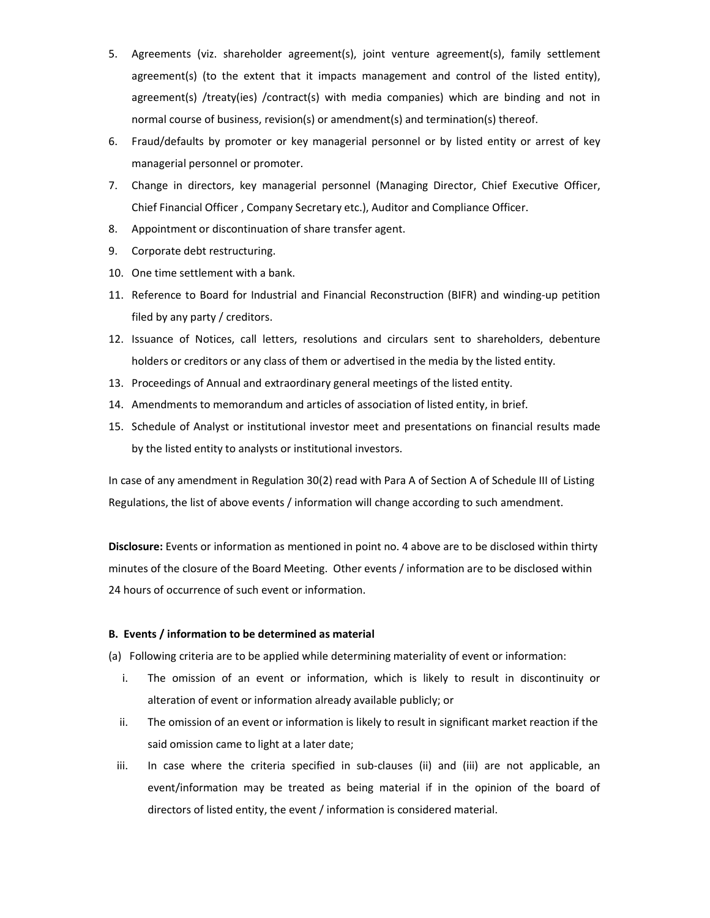5. Agreements (viz. shareholder agreement(s), joint venture agreement(s), family settlement agreement(s) (to the extent that it impacts management and control of the listed entity), agreement(s) /treaty(ies) /contract(s) with media companies) which are binding and not in normal course of business, revision(s) or amendment(s) and termination(s) thereof.
6. Fraud/defaults by promoter or key managerial personnel or by listed entity or arrest of key managerial personnel or promoter.
7. Change in directors, key managerial personnel (Managing Director, Chief Executive Officer, Chief Financial Officer , Company Secretary etc.), Auditor and Compliance Officer.
8. Appointment or discontinuation of share transfer agent.
9. Corporate debt restructuring.
10. One time settlement with a bank.
11. Reference to Board for Industrial and Financial Reconstruction (BIFR) and winding-up petition filed by any party / creditors.
12. Issuance of Notices, call letters, resolutions and circulars sent to shareholders, debenture holders or creditors or any class of them or advertised in the media by the listed entity.
13. Proceedings of Annual and extraordinary general meetings of the listed entity.
14. Amendments to memorandum and articles of association of listed entity, in brief.
15. Schedule of Analyst or institutional investor meet and presentations on financial results made by the listed entity to analysts or institutional investors.

In case of any amendment in Regulation 30(2) read with Para A of Section A of Schedule III of Listing Regulations, the list of above events / information will change according to such amendment.

**Disclosure:** Events or information as mentioned in point no. 4 above are to be disclosed within thirty minutes of the closure of the Board Meeting. Other events / information are to be disclosed within 24 hours of occurrence of such event or information.

**B. Events / information to be determined as material**

(a) Following criteria are to be applied while determining materiality of event or information:

i. The omission of an event or information, which is likely to result in discontinuity or alteration of event or information already available publicly; or

ii. The omission of an event or information is likely to result in significant market reaction if the said omission came to light at a later date;

iii. In case where the criteria specified in sub-clauses (ii) and (iii) are not applicable, an event/information may be treated as being material if in the opinion of the board of directors of listed entity, the event / information is considered material.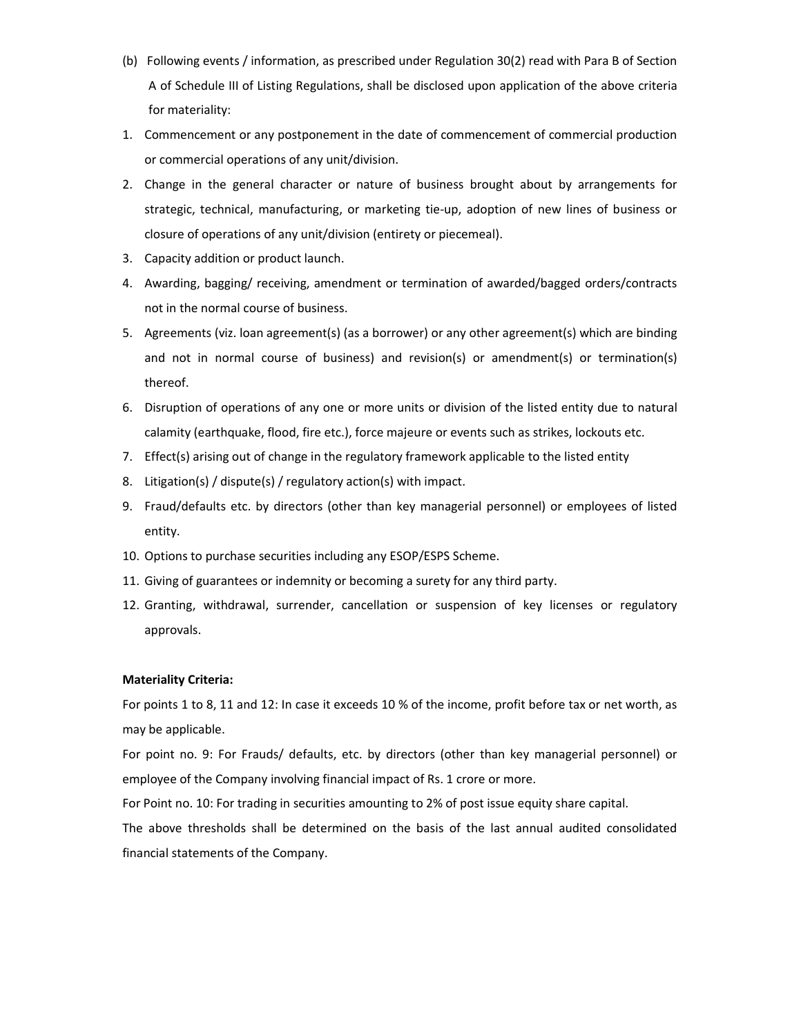(b) Following events / information, as prescribed under Regulation 30(2) read with Para B of Section A of Schedule III of Listing Regulations, shall be disclosed upon application of the above criteria for materiality:

1. Commencement or any postponement in the date of commencement of commercial production or commercial operations of any unit/division.
2. Change in the general character or nature of business brought about by arrangements for strategic, technical, manufacturing, or marketing tie-up, adoption of new lines of business or closure of operations of any unit/division (entirety or piecemeal).
3. Capacity addition or product launch.
4. Awarding, bagging/ receiving, amendment or termination of awarded/bagged orders/contracts not in the normal course of business.
5. Agreements (viz. loan agreement(s) (as a borrower) or any other agreement(s) which are binding and not in normal course of business) and revision(s) or amendment(s) or termination(s) thereof.
6. Disruption of operations of any one or more units or division of the listed entity due to natural calamity (earthquake, flood, fire etc.), force majeure or events such as strikes, lockouts etc.
7. Effect(s) arising out of change in the regulatory framework applicable to the listed entity
8. Litigation(s) / dispute(s) / regulatory action(s) with impact.
9. Fraud/defaults etc. by directors (other than key managerial personnel) or employees of listed entity.
10. Options to purchase securities including any ESOP/ESPS Scheme.
11. Giving of guarantees or indemnity or becoming a surety for any third party.
12. Granting, withdrawal, surrender, cancellation or suspension of key licenses or regulatory approvals.

**Materiality Criteria:**

For points 1 to 8, 11 and 12: In case it exceeds 10 % of the income, profit before tax or net worth, as may be applicable.

For point no. 9: For Frauds/ defaults, etc. by directors (other than key managerial personnel) or employee of the Company involving financial impact of Rs. 1 crore or more.

For Point no. 10: For trading in securities amounting to 2% of post issue equity share capital.

The above thresholds shall be determined on the basis of the last annual audited consolidated financial statements of the Company.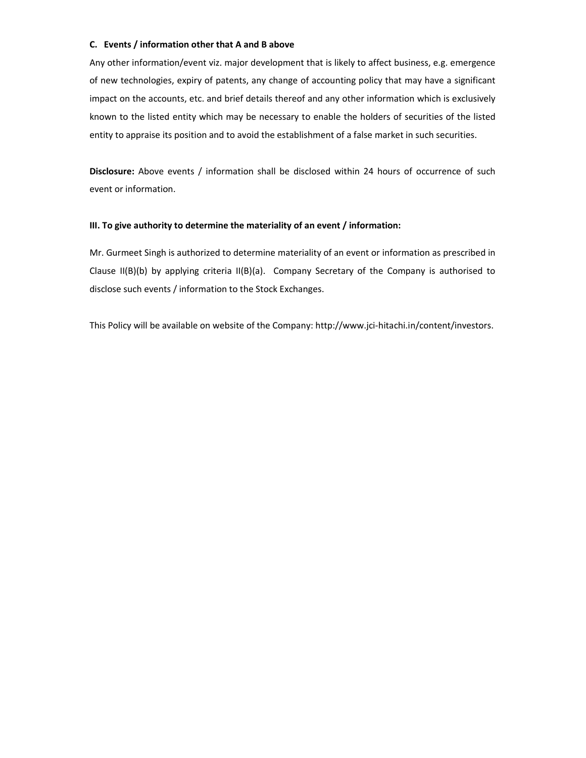**C. Events / information other that A and B above**

Any other information/event viz. major development that is likely to affect business, e.g. emergence of new technologies, expiry of patents, any change of accounting policy that may have a significant impact on the accounts, etc. and brief details thereof and any other information which is exclusively known to the listed entity which may be necessary to enable the holders of securities of the listed entity to appraise its position and to avoid the establishment of a false market in such securities.

**Disclosure:** Above events / information shall be disclosed within 24 hours of occurrence of such event or information.

**III. To give authority to determine the materiality of an event / information:**

Mr. Gurmeet Singh is authorized to determine materiality of an event or information as prescribed in Clause II(B)(b) by applying criteria II(B)(a). Company Secretary of the Company is authorised to disclose such events / information to the Stock Exchanges.

This Policy will be available on website of the Company: http://www.jci-hitachi.in/content/investors.